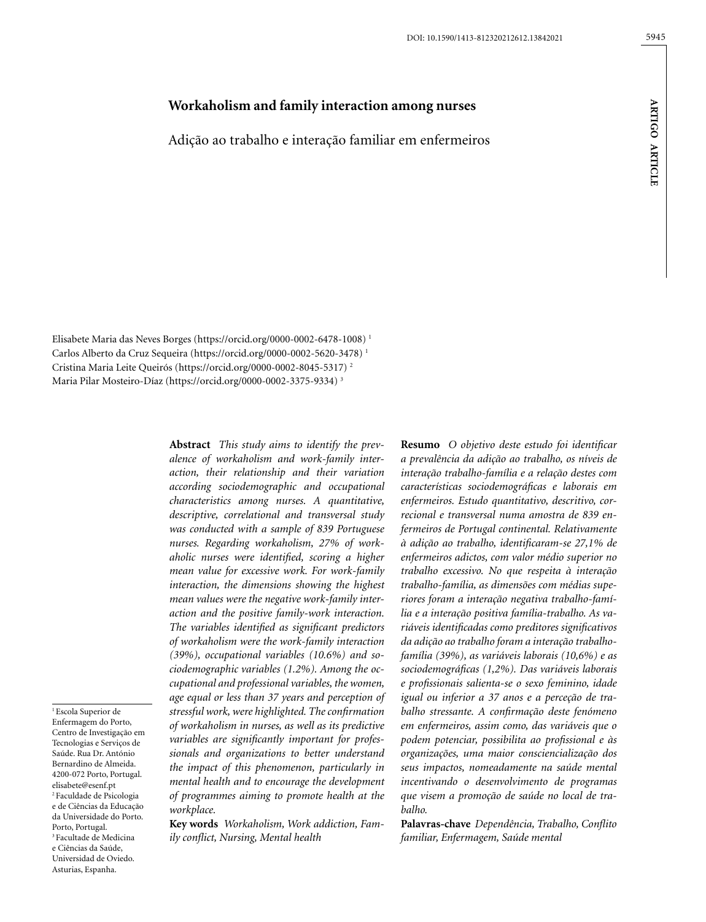# Workaholism and family interaction among nurses

## Adição ao trabalho e interação familiar em enfermeiros

Elisabete Maria das Neves Borges (https://orcid.org/0000-0002-6478-1008) [1]
Carlos Alberto da Cruz Sequeira (https://orcid.org/0000-0002-5620-3478) [1]
Cristina Maria Leite Queirós (https://orcid.org/0000-0002-8045-5317) [2]
Maria Pilar Mosteiro-Díaz (https://orcid.org/0000-0002-3375-9334) [3]

[1] Escola Superior de Enfermagem do Porto, Centro de Investigação em Tecnologias e Serviços de Saúde. Rua Dr. António Bernardino de Almeida. 4200-072 Porto, Portugal. elisabete@esenf.pt
[2] Faculdade de Psicologia e de Ciências da Educação da Universidade do Porto. Porto, Portugal.
[3] Facultade de Medicina e Ciências da Saúde, Universidad de Oviedo. Asturias, Espanha.

**Abstract** *This study aims to identify the prevalence of workaholism and work-family interaction, their relationship and their variation according sociodemographic and occupational characteristics among nurses. A quantitative, descriptive, correlational and transversal study was conducted with a sample of 839 Portuguese nurses. Regarding workaholism, 27% of workaholic nurses were identified, scoring a higher mean value for excessive work. For work-family interaction, the dimensions showing the highest mean values were the negative work-family interaction and the positive family-work interaction. The variables identified as significant predictors of workaholism were the work-family interaction (39%), occupational variables (10.6%) and sociodemographic variables (1.2%). Among the occupational and professional variables, the women, age equal or less than 37 years and perception of stressful work, were highlighted. The confirmation of workaholism in nurses, as well as its predictive variables are significantly important for professionals and organizations to better understand the impact of this phenomenon, particularly in mental health and to encourage the development of programmes aiming to promote health at the workplace.*

**Key words** *Workaholism, Work addiction, Family conflict, Nursing, Mental health*

**Resumo** *O objetivo deste estudo foi identificar a prevalência da adição ao trabalho, os níveis de interação trabalho-família e a relação destes com características sociodemográficas e laborais em enfermeiros. Estudo quantitativo, descritivo, correcional e transversal numa amostra de 839 enfermeiros de Portugal continental. Relativamente à adição ao trabalho, identificaram-se 27,1% de enfermeiros adictos, com valor médio superior no trabalho excessivo. No que respeita à interação trabalho-família, as dimensões com médias superiores foram a interação negativa trabalho-família e a interação positiva família-trabalho. As variáveis identificadas como preditores significativos da adição ao trabalho foram a interação trabalho-família (39%), as variáveis laborais (10,6%) e as sociodemográficas (1,2%). Das variáveis laborais e profissionais salienta-se o sexo feminino, idade igual ou inferior a 37 anos e a perceção de trabalho stressante. A confirmação deste fenómeno em enfermeiros, assim como, das variáveis que o podem potenciar, possibilita ao profissional e às organizações, uma maior consciencialização dos seus impactos, nomeadamente na saúde mental incentivando o desenvolvimento de programas que visem a promoção de saúde no local de trabalho.*

**Palavras-chave** *Dependência, Trabalho, Conflito familiar, Enfermagem, Saúde mental*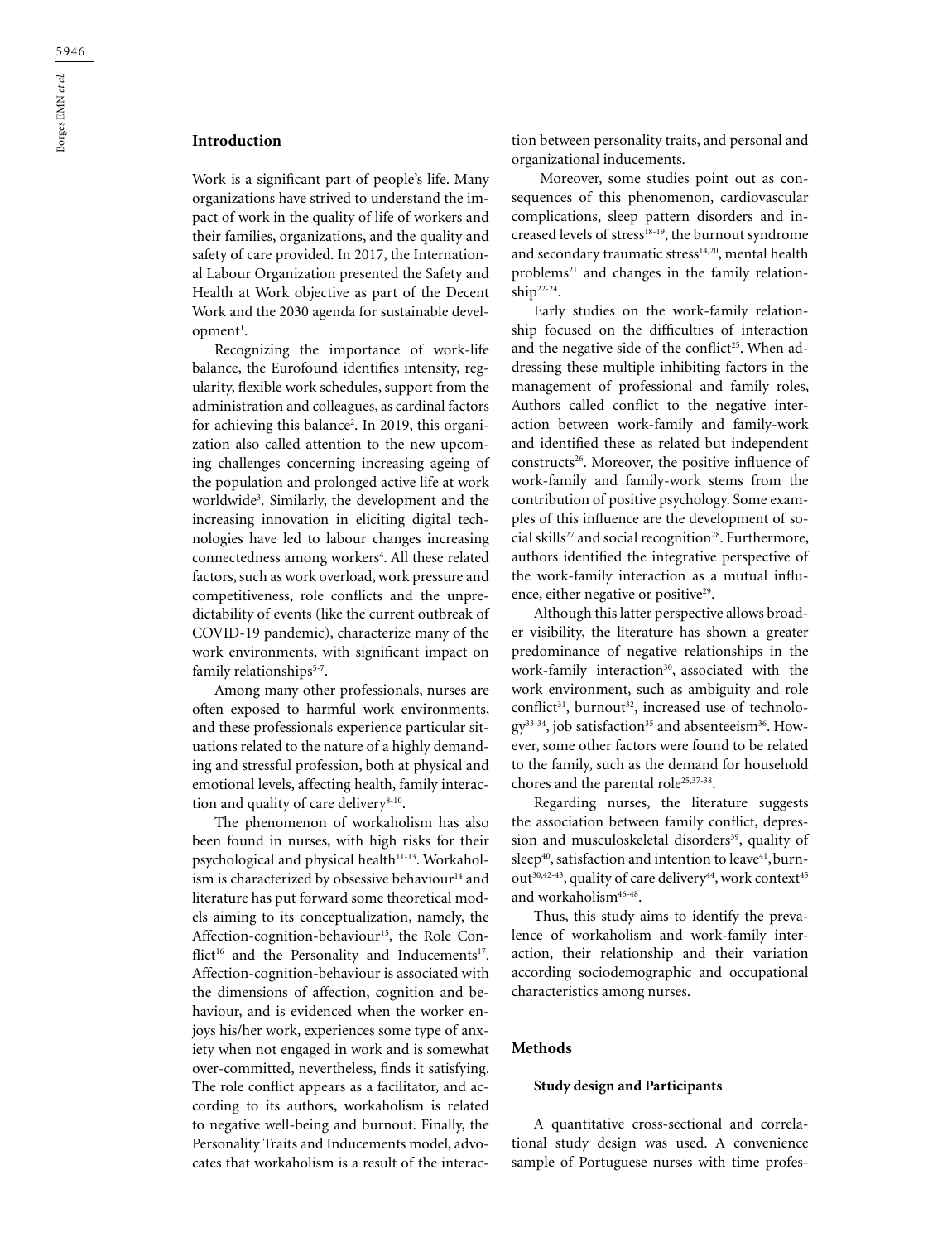## Introduction

Work is a significant part of people's life. Many organizations have strived to understand the impact of work in the quality of life of workers and their families, organizations, and the quality and safety of care provided. In 2017, the International Labour Organization presented the Safety and Health at Work objective as part of the Decent Work and the 2030 agenda for sustainable development[1].

Recognizing the importance of work-life balance, the Eurofound identifies intensity, regularity, flexible work schedules, support from the administration and colleagues, as cardinal factors for achieving this balance[2]. In 2019, this organization also called attention to the new upcoming challenges concerning increasing ageing of the population and prolonged active life at work worldwide[3]. Similarly, the development and the increasing innovation in eliciting digital technologies have led to labour changes increasing connectedness among workers[4]. All these related factors, such as work overload, work pressure and competitiveness, role conflicts and the unpredictability of events (like the current outbreak of COVID-19 pandemic), characterize many of the work environments, with significant impact on family relationships[5-7].

Among many other professionals, nurses are often exposed to harmful work environments, and these professionals experience particular situations related to the nature of a highly demanding and stressful profession, both at physical and emotional levels, affecting health, family interaction and quality of care delivery[8-10].

The phenomenon of workaholism has also been found in nurses, with high risks for their psychological and physical health[11-13]. Workaholism is characterized by obsessive behaviour[14] and literature has put forward some theoretical models aiming to its conceptualization, namely, the Affection-cognition-behaviour[15], the Role Conflict[16] and the Personality and Inducements[17]. Affection-cognition-behaviour is associated with the dimensions of affection, cognition and behaviour, and is evidenced when the worker enjoys his/her work, experiences some type of anxiety when not engaged in work and is somewhat over-committed, nevertheless, finds it satisfying. The role conflict appears as a facilitator, and according to its authors, workaholism is related to negative well-being and burnout. Finally, the Personality Traits and Inducements model, advocates that workaholism is a result of the interaction between personality traits, and personal and organizational inducements.

Moreover, some studies point out as consequences of this phenomenon, cardiovascular complications, sleep pattern disorders and increased levels of stress[18-19], the burnout syndrome and secondary traumatic stress[14,20], mental health problems[21] and changes in the family relationship[22-24].

Early studies on the work-family relationship focused on the difficulties of interaction and the negative side of the conflict[25]. When addressing these multiple inhibiting factors in the management of professional and family roles, Authors called conflict to the negative interaction between work-family and family-work and identified these as related but independent constructs[26]. Moreover, the positive influence of work-family and family-work stems from the contribution of positive psychology. Some examples of this influence are the development of social skills[27] and social recognition[28]. Furthermore, authors identified the integrative perspective of the work-family interaction as a mutual influence, either negative or positive[29].

Although this latter perspective allows broader visibility, the literature has shown a greater predominance of negative relationships in the work-family interaction[30], associated with the work environment, such as ambiguity and role conflict[31], burnout[32], increased use of technology[33-34], job satisfaction[35] and absenteeism[36]. However, some other factors were found to be related to the family, such as the demand for household chores and the parental role[25,37-38].

Regarding nurses, the literature suggests the association between family conflict, depression and musculoskeletal disorders[39], quality of sleep[40], satisfaction and intention to leave[41], burnout[30,42-43], quality of care delivery[44], work context[45] and workaholism[46-48].

Thus, this study aims to identify the prevalence of workaholism and work-family interaction, their relationship and their variation according sociodemographic and occupational characteristics among nurses.

## Methods

### Study design and Participants

A quantitative cross-sectional and correlational study design was used. A convenience sample of Portuguese nurses with time profes-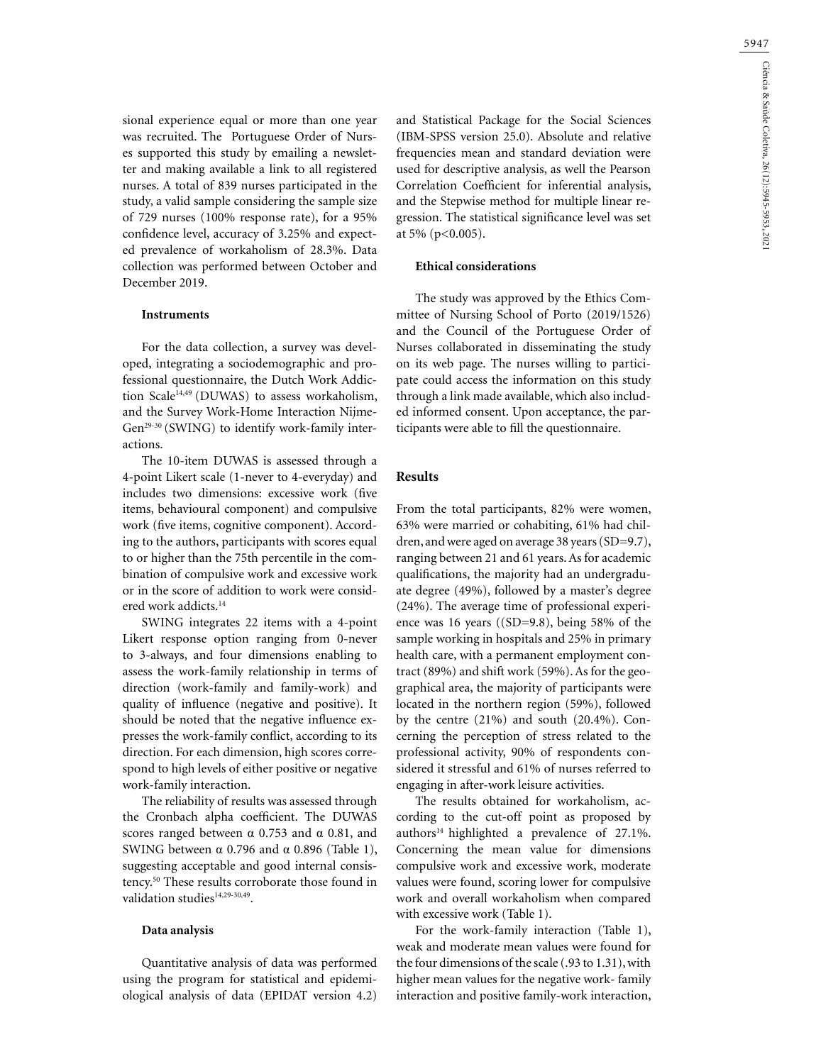sional experience equal or more than one year was recruited. The Portuguese Order of Nurses supported this study by emailing a newsletter and making available a link to all registered nurses. A total of 839 nurses participated in the study, a valid sample considering the sample size of 729 nurses (100% response rate), for a 95% confidence level, accuracy of 3.25% and expected prevalence of workaholism of 28.3%. Data collection was performed between October and December 2019.

#### Instruments

For the data collection, a survey was developed, integrating a sociodemographic and professional questionnaire, the Dutch Work Addiction Scale[14,49] (DUWAS) to assess workaholism, and the Survey Work-Home Interaction NijmeGen[29-30] (SWING) to identify work-family interactions.

The 10-item DUWAS is assessed through a 4-point Likert scale (1-never to 4-everyday) and includes two dimensions: excessive work (five items, behavioural component) and compulsive work (five items, cognitive component). According to the authors, participants with scores equal to or higher than the 75th percentile in the combination of compulsive work and excessive work or in the score of addition to work were considered work addicts.[14]

SWING integrates 22 items with a 4-point Likert response option ranging from 0-never to 3-always, and four dimensions enabling to assess the work-family relationship in terms of direction (work-family and family-work) and quality of influence (negative and positive). It should be noted that the negative influence expresses the work-family conflict, according to its direction. For each dimension, high scores correspond to high levels of either positive or negative work-family interaction.

The reliability of results was assessed through the Cronbach alpha coefficient. The DUWAS scores ranged between α 0.753 and α 0.81, and SWING between α 0.796 and α 0.896 (Table 1), suggesting acceptable and good internal consistency.[50] These results corroborate those found in validation studies[14,29-30,49].

#### Data analysis

Quantitative analysis of data was performed using the program for statistical and epidemiological analysis of data (EPIDAT version 4.2) and Statistical Package for the Social Sciences (IBM-SPSS version 25.0). Absolute and relative frequencies mean and standard deviation were used for descriptive analysis, as well the Pearson Correlation Coefficient for inferential analysis, and the Stepwise method for multiple linear regression. The statistical significance level was set at 5% ($p<0.005$).

#### Ethical considerations

The study was approved by the Ethics Committee of Nursing School of Porto (2019/1526) and the Council of the Portuguese Order of Nurses collaborated in disseminating the study on its web page. The nurses willing to participate could access the information on this study through a link made available, which also included informed consent. Upon acceptance, the participants were able to fill the questionnaire.

## Results

From the total participants, 82% were women, 63% were married or cohabiting, 61% had children, and were aged on average 38 years (SD=9.7), ranging between 21 and 61 years. As for academic qualifications, the majority had an undergraduate degree (49%), followed by a master's degree (24%). The average time of professional experience was 16 years ((SD=9.8), being 58% of the sample working in hospitals and 25% in primary health care, with a permanent employment contract (89%) and shift work (59%). As for the geographical area, the majority of participants were located in the northern region (59%), followed by the centre (21%) and south (20.4%). Concerning the perception of stress related to the professional activity, 90% of respondents considered it stressful and 61% of nurses referred to engaging in after-work leisure activities.

The results obtained for workaholism, according to the cut-off point as proposed by authors[14] highlighted a prevalence of 27.1%. Concerning the mean value for dimensions compulsive work and excessive work, moderate values were found, scoring lower for compulsive work and overall workaholism when compared with excessive work (Table 1).

For the work-family interaction (Table 1), weak and moderate mean values were found for the four dimensions of the scale (.93 to 1.31), with higher mean values for the negative work- family interaction and positive family-work interaction,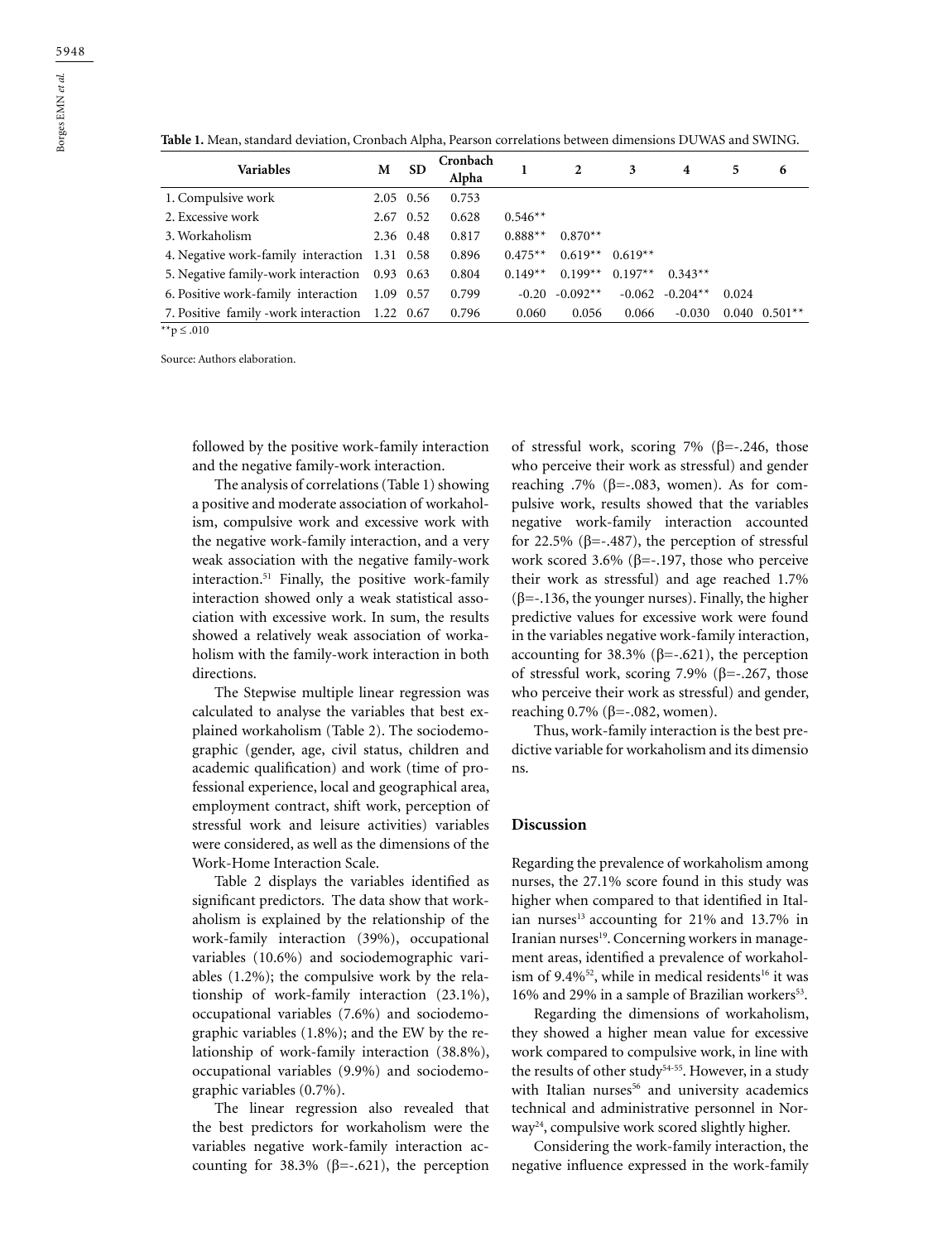**Table 1.** Mean, standard deviation, Cronbach Alpha, Pearson correlations between dimensions DUWAS and SWING.

| Variables | M | SD | Cronbach Alpha | 1 | 2 | 3 | 4 | 5 | 6 |
|---|---|---|---|---|---|---|---|---|---|
| 1. Compulsive work | 2.05 | 0.56 | 0.753 | | | | | | |
| 2. Excessive work | 2.67 | 0.52 | 0.628 | 0.546** | | | | | |
| 3. Workaholism | 2.36 | 0.48 | 0.817 | 0.888** | 0.870** | | | | |
| 4. Negative work-family interaction | 1.31 | 0.58 | 0.896 | 0.475** | 0.619** | 0.619** | | | |
| 5. Negative family-work interaction | 0.93 | 0.63 | 0.804 | 0.149** | 0.199** | 0.197** | 0.343** | | |
| 6. Positive work-family interaction | 1.09 | 0.57 | 0.799 | -0.20 | -0.092** | -0.062 | -0.204** | 0.024 | |
| 7. Positive family -work interaction | 1.22 | 0.67 | 0.796 | 0.060 | 0.056 | 0.066 | -0.030 | 0.040 | 0.501** |

**p ≤ .010

Source: Authors elaboration.

followed by the positive work-family interaction and the negative family-work interaction.

The analysis of correlations (Table 1) showing a positive and moderate association of workaholism, compulsive work and excessive work with the negative work-family interaction, and a very weak association with the negative family-work interaction.[51] Finally, the positive work-family interaction showed only a weak statistical association with excessive work. In sum, the results showed a relatively weak association of workaholism with the family-work interaction in both directions.

The Stepwise multiple linear regression was calculated to analyse the variables that best explained workaholism (Table 2). The sociodemographic (gender, age, civil status, children and academic qualification) and work (time of professional experience, local and geographical area, employment contract, shift work, perception of stressful work and leisure activities) variables were considered, as well as the dimensions of the Work-Home Interaction Scale.

Table 2 displays the variables identified as significant predictors. The data show that workaholism is explained by the relationship of the work-family interaction (39%), occupational variables (10.6%) and sociodemographic variables (1.2%); the compulsive work by the relationship of work-family interaction (23.1%), occupational variables (7.6%) and sociodemographic variables (1.8%); and the EW by the relationship of work-family interaction (38.8%), occupational variables (9.9%) and sociodemographic variables (0.7%).

The linear regression also revealed that the best predictors for workaholism were the variables negative work-family interaction accounting for 38.3% (β=-.621), the perception of stressful work, scoring 7% (β=-.246, those who perceive their work as stressful) and gender reaching .7% (β=-.083, women). As for compulsive work, results showed that the variables negative work-family interaction accounted for 22.5% (β=-.487), the perception of stressful work scored 3.6% (β=-.197, those who perceive their work as stressful) and age reached 1.7% (β=-.136, the younger nurses). Finally, the higher predictive values for excessive work were found in the variables negative work-family interaction, accounting for 38.3% (β=-.621), the perception of stressful work, scoring 7.9% (β=-.267, those who perceive their work as stressful) and gender, reaching 0.7% (β=-.082, women).

Thus, work-family interaction is the best predictive variable for workaholism and its dimensions.

## Discussion

Regarding the prevalence of workaholism among nurses, the 27.1% score found in this study was higher when compared to that identified in Italian nurses[13] accounting for 21% and 13.7% in Iranian nurses[19]. Concerning workers in management areas, identified a prevalence of workaholism of 9.4%[52], while in medical residents[16] it was 16% and 29% in a sample of Brazilian workers[53].

Regarding the dimensions of workaholism, they showed a higher mean value for excessive work compared to compulsive work, in line with the results of other study[54-55]. However, in a study with Italian nurses[56] and university academics technical and administrative personnel in Norway[24], compulsive work scored slightly higher.

Considering the work-family interaction, the negative influence expressed in the work-family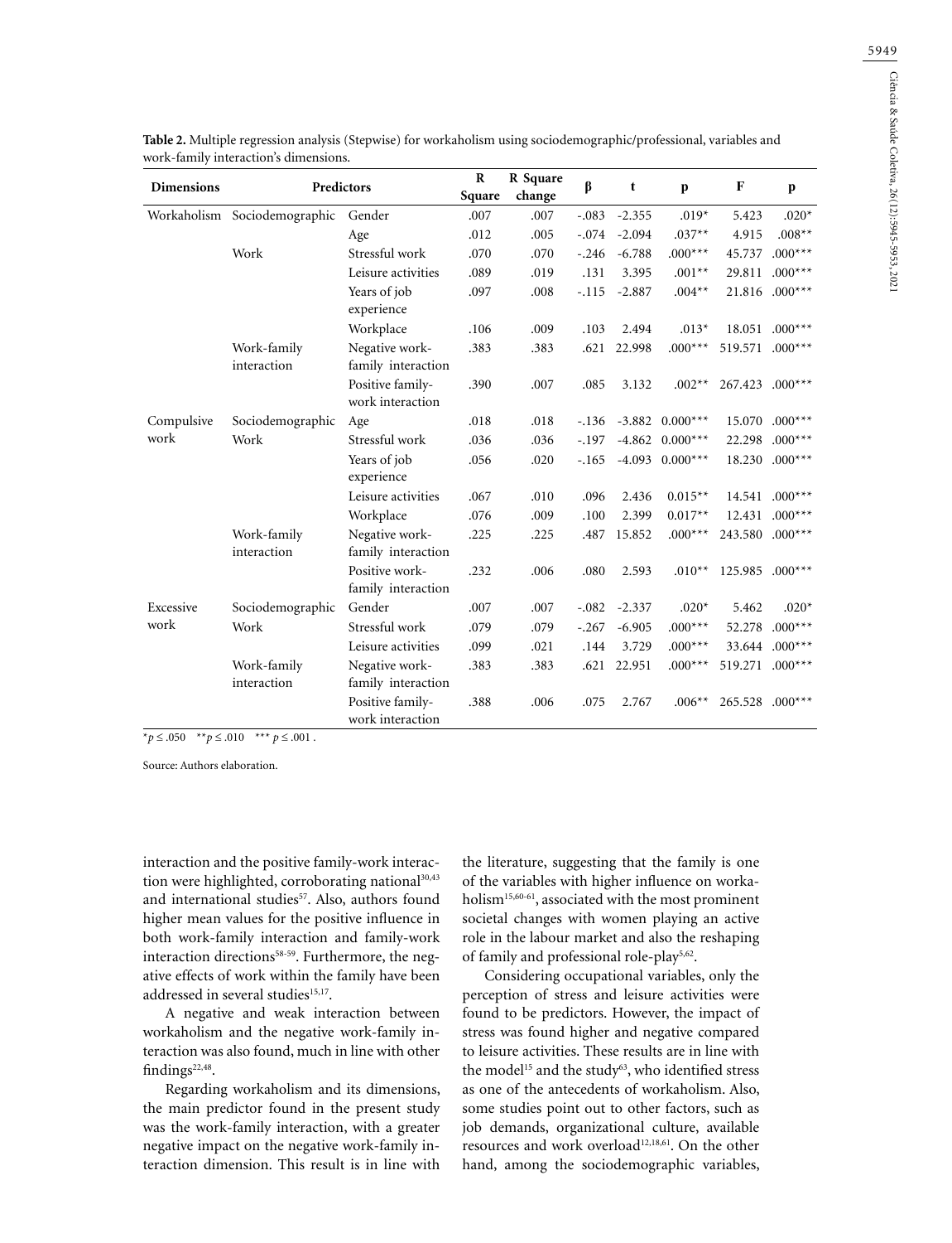**Table 2.** Multiple regression analysis (Stepwise) for workaholism using sociodemographic/professional, variables and work-family interaction's dimensions.

| Dimensions | Predictors | | R Square | R Square change | β | t | p | F | p |
|---|---|---|---|---|---|---|---|---|---|
| Workaholism | Sociodemographic | Gender | .007 | .007 | -.083 | -2.355 | .019* | 5.423 | .020* |
| | | Age | .012 | .005 | -.074 | -2.094 | .037** | 4.915 | .008** |
| | Work | Stressful work | .070 | .070 | -.246 | -6.788 | .000*** | 45.737 | .000*** |
| | | Leisure activities | .089 | .019 | .131 | 3.395 | .001** | 29.811 | .000*** |
| | | Years of job experience | .097 | .008 | -.115 | -2.887 | .004** | 21.816 | .000*** |
| | | Workplace | .106 | .009 | .103 | 2.494 | .013* | 18.051 | .000*** |
| | Work-family interaction | Negative work-family interaction | .383 | .383 | .621 | 22.998 | .000*** | 519.571 | .000*** |
| | | Positive family-work interaction | .390 | .007 | .085 | 3.132 | .002** | 267.423 | .000*** |
| Compulsive work | Sociodemographic | Age | .018 | .018 | -.136 | -3.882 | 0.000*** | 15.070 | .000*** |
| | Work | Stressful work | .036 | .036 | -.197 | -4.862 | 0.000*** | 22.298 | .000*** |
| | | Years of job experience | .056 | .020 | -.165 | -4.093 | 0.000*** | 18.230 | .000*** |
| | | Leisure activities | .067 | .010 | .096 | 2.436 | 0.015** | 14.541 | .000*** |
| | | Workplace | .076 | .009 | .100 | 2.399 | 0.017** | 12.431 | .000*** |
| | Work-family interaction | Negative work-family interaction | .225 | .225 | .487 | 15.852 | .000*** | 243.580 | .000*** |
| | | Positive work-family interaction | .232 | .006 | .080 | 2.593 | .010** | 125.985 | .000*** |
| Excessive work | Sociodemographic | Gender | .007 | .007 | -.082 | -2.337 | .020* | 5.462 | .020* |
| | Work | Stressful work | .079 | .079 | -.267 | -6.905 | .000*** | 52.278 | .000*** |
| | | Leisure activities | .099 | .021 | .144 | 3.729 | .000*** | 33.644 | .000*** |
| | Work-family interaction | Negative work-family interaction | .383 | .383 | .621 | 22.951 | .000*** | 519.271 | .000*** |
| | | Positive family-work interaction | .388 | .006 | .075 | 2.767 | .006** | 265.528 | .000*** |

*$p \leq .050$ **$p \leq .010$ *** $p \leq .001$ .

Source: Authors elaboration.

interaction and the positive family-work interaction were highlighted, corroborating national[30,43] and international studies[57]. Also, authors found higher mean values for the positive influence in both work-family interaction and family-work interaction directions[58-59]. Furthermore, the negative effects of work within the family have been addressed in several studies[15,17].

A negative and weak interaction between workaholism and the negative work-family interaction was also found, much in line with other findings[22,48].

Regarding workaholism and its dimensions, the main predictor found in the present study was the work-family interaction, with a greater negative impact on the negative work-family interaction dimension. This result is in line with the literature, suggesting that the family is one of the variables with higher influence on workaholism[15,60-61], associated with the most prominent societal changes with women playing an active role in the labour market and also the reshaping of family and professional role-play[5,62].

Considering occupational variables, only the perception of stress and leisure activities were found to be predictors. However, the impact of stress was found higher and negative compared to leisure activities. These results are in line with the model[15] and the study[63], who identified stress as one of the antecedents of workaholism. Also, some studies point out to other factors, such as job demands, organizational culture, available resources and work overload[12,18,61]. On the other hand, among the sociodemographic variables,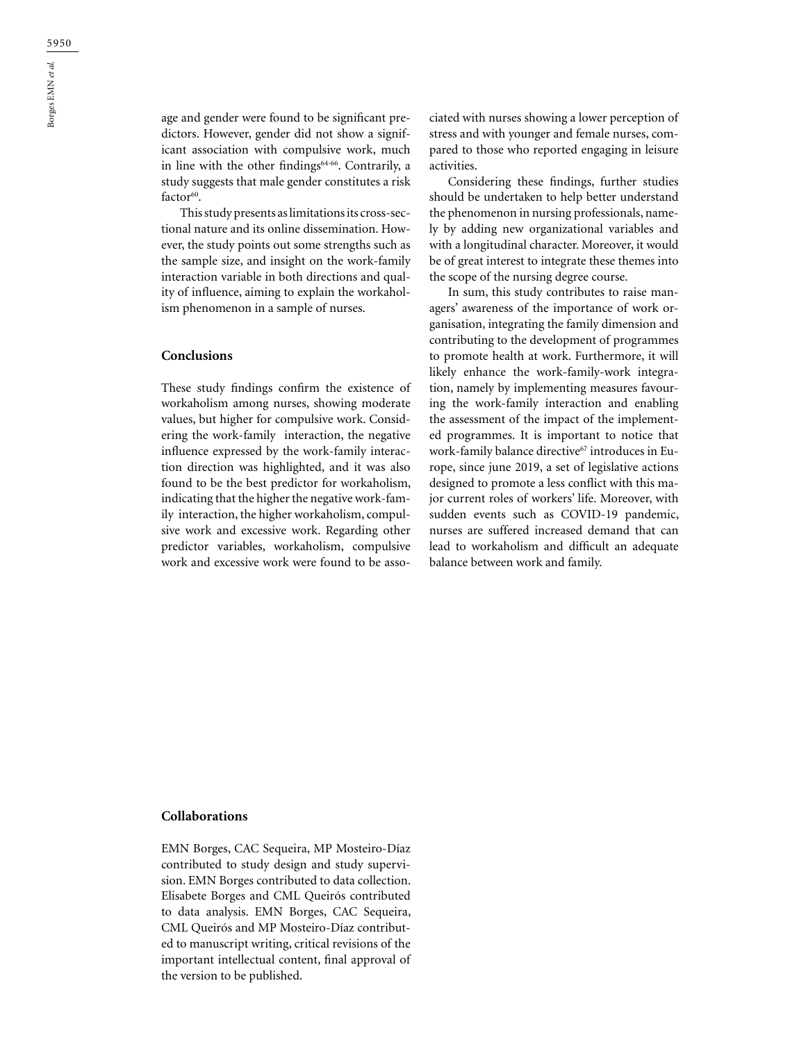age and gender were found to be significant predictors. However, gender did not show a significant association with compulsive work, much in line with the other findings[64-66]. Contrarily, a study suggests that male gender constitutes a risk factor[60].

This study presents as limitations its cross-sectional nature and its online dissemination. However, the study points out some strengths such as the sample size, and insight on the work-family interaction variable in both directions and quality of influence, aiming to explain the workaholism phenomenon in a sample of nurses.

## Conclusions

These study findings confirm the existence of workaholism among nurses, showing moderate values, but higher for compulsive work. Considering the work-family interaction, the negative influence expressed by the work-family interaction direction was highlighted, and it was also found to be the best predictor for workaholism, indicating that the higher the negative work-family interaction, the higher workaholism, compulsive work and excessive work. Regarding other predictor variables, workaholism, compulsive work and excessive work were found to be associated with nurses showing a lower perception of stress and with younger and female nurses, compared to those who reported engaging in leisure activities.

Considering these findings, further studies should be undertaken to help better understand the phenomenon in nursing professionals, namely by adding new organizational variables and with a longitudinal character. Moreover, it would be of great interest to integrate these themes into the scope of the nursing degree course.

In sum, this study contributes to raise managers' awareness of the importance of work organisation, integrating the family dimension and contributing to the development of programmes to promote health at work. Furthermore, it will likely enhance the work-family-work integration, namely by implementing measures favouring the work-family interaction and enabling the assessment of the impact of the implemented programmes. It is important to notice that work-family balance directive[67] introduces in Europe, since june 2019, a set of legislative actions designed to promote a less conflict with this major current roles of workers' life. Moreover, with sudden events such as COVID-19 pandemic, nurses are suffered increased demand that can lead to workaholism and difficult an adequate balance between work and family.

## Collaborations

EMN Borges, CAC Sequeira, MP Mosteiro-Díaz contributed to study design and study supervision. EMN Borges contributed to data collection. Elisabete Borges and CML Queirós contributed to data analysis. EMN Borges, CAC Sequeira, CML Queirós and MP Mosteiro-Díaz contributed to manuscript writing, critical revisions of the important intellectual content, final approval of the version to be published.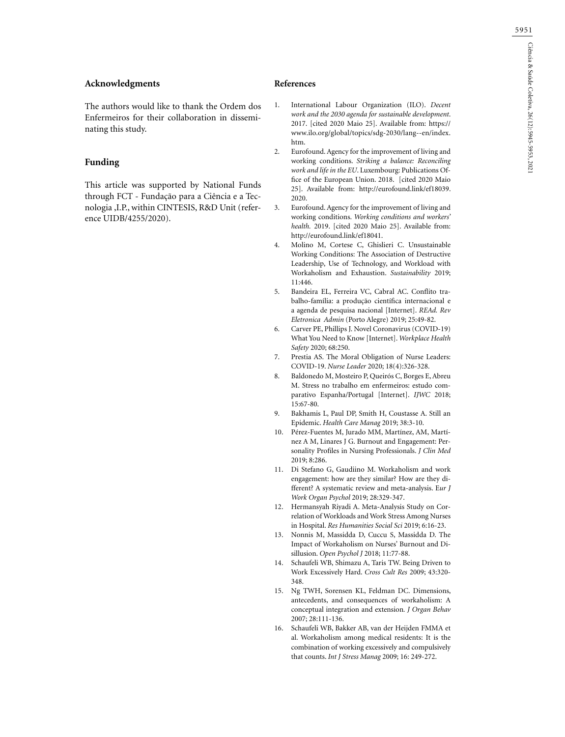## Acknowledgments

The authors would like to thank the Ordem dos Enfermeiros for their collaboration in disseminating this study.

## Funding

This article was supported by National Funds through FCT - Fundação para a Ciência e a Tecnologia ,I.P., within CINTESIS, R&D Unit (reference UIDB/4255/2020).

## References

1. International Labour Organization (ILO). *Decent work and the 2030 agenda for sustainable development*. 2017. [cited 2020 Maio 25]. Available from: https://www.ilo.org/global/topics/sdg-2030/lang--en/index.htm.
2. Eurofound. Agency for the improvement of living and working conditions. *Striking a balance: Reconciling work and life in the EU*. Luxembourg: Publications Office of the European Union. 2018. [cited 2020 Maio 25]. Available from: http://eurofound.link/ef18039. 2020.
3. Eurofound. Agency for the improvement of living and working conditions. *Working conditions and workers' health*. 2019. [cited 2020 Maio 25]. Available from: http://eurofound.link/ef18041.
4. Molino M, Cortese C, Ghislieri C. Unsustainable Working Conditions: The Association of Destructive Leadership, Use of Technology, and Workload with Workaholism and Exhaustion. *Sustainability* 2019; 11:446.
5. Bandeira EL, Ferreira VC, Cabral AC. Conflito trabalho-família: a produção científica internacional e a agenda de pesquisa nacional [Internet]. *REAd. Rev Eletronica Admin* (Porto Alegre) 2019; 25:49-82.
6. Carver PE, Phillips J. Novel Coronavirus (COVID-19) What You Need to Know [Internet]. *Workplace Health Safety* 2020; 68:250.
7. Prestia AS. The Moral Obligation of Nurse Leaders: COVID-19. *Nurse Leader* 2020; 18(4):326-328.
8. Baldonedo M, Mosteiro P, Queirós C, Borges E, Abreu M. Stress no trabalho em enfermeiros: estudo comparativo Espanha/Portugal [Internet]. *IJWC* 2018; 15:67-80.
9. Bakhamis L, Paul DP, Smith H, Coustasse A. Still an Epidemic. *Health Care Manag* 2019; 38:3-10.
10. Pérez-Fuentes M, Jurado MM, Martínez, AM, Martínez A M, Linares J G. Burnout and Engagement: Personality Profiles in Nursing Professionals. *J Clin Med* 2019; 8:286.
11. Di Stefano G, Gaudiino M. Workaholism and work engagement: how are they similar? How are they different? A systematic review and meta-analysis. E*ur J Work Organ Psychol* 2019; 28:329-347.
12. Hermansyah Riyadi A. Meta-Analysis Study on Correlation of Workloads and Work Stress Among Nurses in Hospital. *Res Humanities Social Sci* 2019; 6:16-23.
13. Nonnis M, Massidda D, Cuccu S, Massidda D. The Impact of Workaholism on Nurses' Burnout and Disillusion. *Open Psychol J* 2018; 11:77-88.
14. Schaufeli WB, Shimazu A, Taris TW. Being Driven to Work Excessively Hard. *Cross Cult Res* 2009; 43:320-348.
15. Ng TWH, Sorensen KL, Feldman DC. Dimensions, antecedents, and consequences of workaholism: A conceptual integration and extension. *J Organ Behav* 2007; 28:111-136.
16. Schaufeli WB, Bakker AB, van der Heijden FMMA et al. Workaholism among medical residents: It is the combination of working excessively and compulsively that counts. *Int J Stress Manag* 2009; 16: 249-272.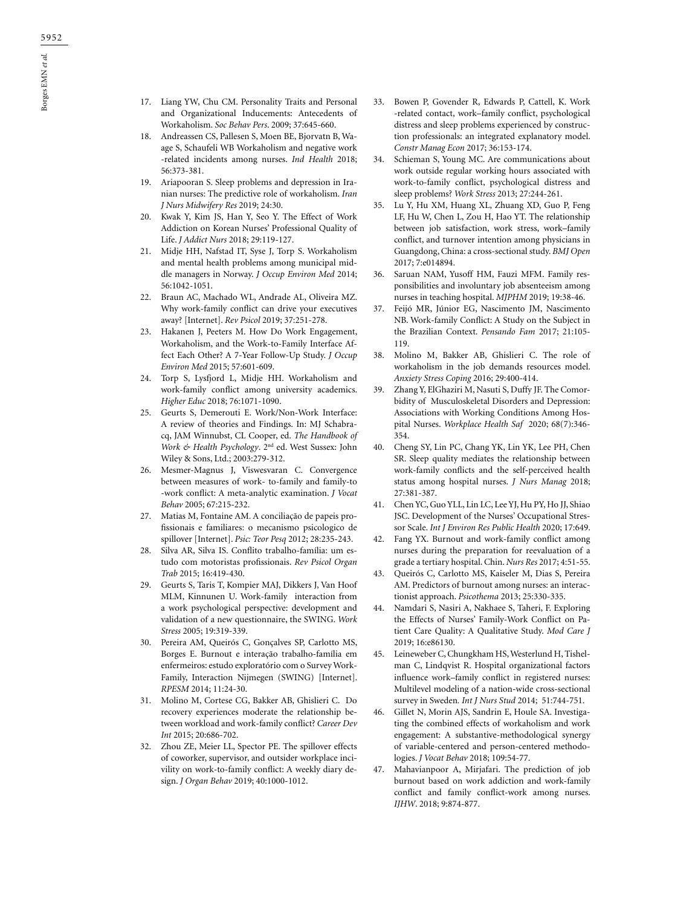17. Liang YW, Chu CM. Personality Traits and Personal and Organizational Inducements: Antecedents of Workaholism. *Soc Behav Pers*. 2009; 37:645-660.
18. Andreassen CS, Pallesen S, Moen BE, Bjorvatn B, Waage S, Schaufeli WB Workaholism and negative work -related incidents among nurses. *Ind Health* 2018; 56:373-381.
19. Ariapooran S. Sleep problems and depression in Iranian nurses: The predictive role of workaholism. *Iran J Nurs Midwifery Res* 2019; 24:30.
20. Kwak Y, Kim JS, Han Y, Seo Y. The Effect of Work Addiction on Korean Nurses' Professional Quality of Life. *J Addict Nurs* 2018; 29:119-127.
21. Midje HH, Nafstad IT, Syse J, Torp S. Workaholism and mental health problems among municipal middle managers in Norway. *J Occup Environ Med* 2014; 56:1042-1051.
22. Braun AC, Machado WL, Andrade AL, Oliveira MZ. Why work-family conflict can drive your executives away? [Internet]. *Rev Psicol* 2019; 37:251-278.
23. Hakanen J, Peeters M. How Do Work Engagement, Workaholism, and the Work-to-Family Interface Affect Each Other? A 7-Year Follow-Up Study. *J Occup Environ Med* 2015; 57:601-609.
24. Torp S, Lysfjord L, Midje HH. Workaholism and work-family conflict among university academics. *Higher Educ* 2018; 76:1071-1090.
25. Geurts S, Demerouti E. Work/Non-Work Interface: A review of theories and Findings. In: MJ Schabracq, JAM Winnubst, CL Cooper, ed. *The Handbook of Work & Health Psychology*. 2nd ed. West Sussex: John Wiley & Sons, Ltd.; 2003:279-312.
26. Mesmer-Magnus J, Viswesvaran C. Convergence between measures of work- to-family and family-to -work conflict: A meta-analytic examination. *J Vocat Behav* 2005; 67:215-232.
27. Matias M, Fontaine AM. A conciliação de papeis profissionais e familiares: o mecanismo psicologico de spillover [Internet]. *Psic: Teor Pesq* 2012; 28:235-243.
28. Silva AR, Silva IS. Conflito trabalho-família: um estudo com motoristas profissionais. *Rev Psicol Organ Trab* 2015; 16:419-430.
29. Geurts S, Taris T, Kompier MAJ, Dikkers J, Van Hoof MLM, Kinnunen U. Work-family interaction from a work psychological perspective: development and validation of a new questionnaire, the SWING. *Work Stress* 2005; 19:319-339.
30. Pereira AM, Queirós C, Gonçalves SP, Carlotto MS, Borges E. Burnout e interação trabalho-família em enfermeiros: estudo exploratório com o Survey Work-Family, Interaction Nijmegen (SWING) [Internet]. *RPESM* 2014; 11:24-30.
31. Molino M, Cortese CG, Bakker AB, Ghislieri C. Do recovery experiences moderate the relationship between workload and work-family conflict? *Career Dev Int* 2015; 20:686-702.
32. Zhou ZE, Meier LL, Spector PE. The spillover effects of coworker, supervisor, and outsider workplace incivility on work-to-family conflict: A weekly diary design. *J Organ Behav* 2019; 40:1000-1012.
33. Bowen P, Govender R, Edwards P, Cattell, K. Work -related contact, work–family conflict, psychological distress and sleep problems experienced by construction professionals: an integrated explanatory model. *Constr Manag Econ* 2017; 36:153-174.
34. Schieman S, Young MC. Are communications about work outside regular working hours associated with work-to-family conflict, psychological distress and sleep problems? *Work Stress* 2013; 27:244-261.
35. Lu Y, Hu XM, Huang XL, Zhuang XD, Guo P, Feng LF, Hu W, Chen L, Zou H, Hao YT. The relationship between job satisfaction, work stress, work–family conflict, and turnover intention among physicians in Guangdong, China: a cross-sectional study. *BMJ Open* 2017; 7:e014894.
36. Saruan NAM, Yusoff HM, Fauzi MFM. Family responsibilities and involuntary job absenteeism among nurses in teaching hospital. *MJPHM* 2019; 19:38-46.
37. Feijó MR, Júnior EG, Nascimento JM, Nascimento NB. Work-family Conflict: A Study on the Subject in the Brazilian Context. *Pensando Fam* 2017; 21:105-119.
38. Molino M, Bakker AB, Ghislieri C. The role of workaholism in the job demands resources model. *Anxiety Stress Coping* 2016; 29:400-414.
39. Zhang Y, ElGhaziri M, Nasuti S, Duffy JF. The Comorbidity of Musculoskeletal Disorders and Depression: Associations with Working Conditions Among Hospital Nurses. *Workplace Health Saf* 2020; 68(7):346-354.
40. Cheng SY, Lin PC, Chang YK, Lin YK, Lee PH, Chen SR. Sleep quality mediates the relationship between work-family conflicts and the self-perceived health status among hospital nurses. *J Nurs Manag* 2018; 27:381-387.
41. Chen YC, Guo YLL, Lin LC, Lee YJ, Hu PY, Ho JJ, Shiao JSC. Development of the Nurses' Occupational Stressor Scale. *Int J Environ Res Public Health* 2020; 17:649.
42. Fang YX. Burnout and work-family conflict among nurses during the preparation for reevaluation of a grade a tertiary hospital. Chin. *Nurs Res* 2017; 4:51-55.
43. Queirós C, Carlotto MS, Kaiseler M, Dias S, Pereira AM. Predictors of burnout among nurses: an interactionist approach. *Psicothema* 2013; 25:330-335.
44. Namdari S, Nasiri A, Nakhaee S, Taheri, F. Exploring the Effects of Nurses' Family-Work Conflict on Patient Care Quality: A Qualitative Study. *Mod Care J* 2019; 16:e86130.
45. Leineweber C, Chungkham HS, Westerlund H, Tishelman C, Lindqvist R. Hospital organizational factors influence work–family conflict in registered nurses: Multilevel modeling of a nation-wide cross-sectional survey in Sweden. *Int J Nurs Stud* 2014; 51:744-751.
46. Gillet N, Morin AJS, Sandrin E, Houle SA. Investigating the combined effects of workaholism and work engagement: A substantive-methodological synergy of variable-centered and person-centered methodologies. *J Vocat Behav* 2018; 109:54-77.
47. Mahavianpoor A, Mirjafari. The prediction of job burnout based on work addiction and work-family conflict and family conflict-work among nurses. *IJHW*. 2018; 9:874-877.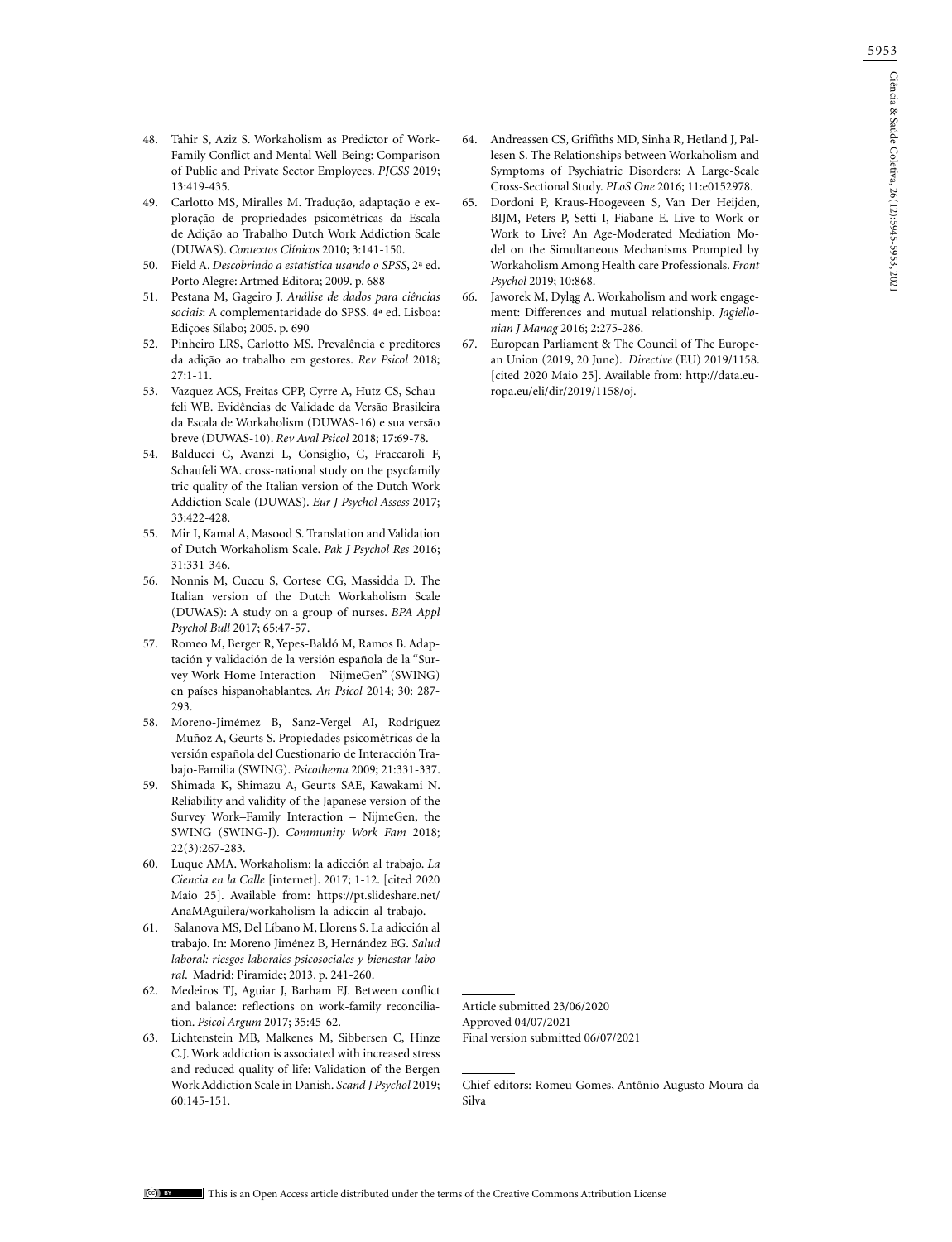48. Tahir S, Aziz S. Workaholism as Predictor of Work-Family Conflict and Mental Well-Being: Comparison of Public and Private Sector Employees. *PJCSS* 2019; 13:419-435.
49. Carlotto MS, Miralles M. Tradução, adaptação e exploração de propriedades psicométricas da Escala de Adição ao Trabalho Dutch Work Addiction Scale (DUWAS). *Contextos Clínicos* 2010; 3:141-150.
50. Field A. *Descobrindo a estatística usando o SPSS*, 2ª ed. Porto Alegre: Artmed Editora; 2009. p. 688
51. Pestana M, Gageiro J. *Análise de dados para ciências sociais*: A complementaridade do SPSS. 4ª ed. Lisboa: Edições Sílabo; 2005. p. 690
52. Pinheiro LRS, Carlotto MS. Prevalência e preditores da adição ao trabalho em gestores. *Rev Psicol* 2018; 27:1-11.
53. Vazquez ACS, Freitas CPP, Cyrre A, Hutz CS, Schaufeli WB. Evidências de Validade da Versão Brasileira da Escala de Workaholism (DUWAS-16) e sua versão breve (DUWAS-10). *Rev Aval Psicol* 2018; 17:69-78.
54. Balducci C, Avanzi L, Consiglio, C, Fraccaroli F, Schaufeli WA. cross-national study on the psycfamily tric quality of the Italian version of the Dutch Work Addiction Scale (DUWAS). *Eur J Psychol Assess* 2017; 33:422-428.
55. Mir I, Kamal A, Masood S. Translation and Validation of Dutch Workaholism Scale. *Pak J Psychol Res* 2016; 31:331-346.
56. Nonnis M, Cuccu S, Cortese CG, Massidda D. The Italian version of the Dutch Workaholism Scale (DUWAS): A study on a group of nurses. *BPA Appl Psychol Bull* 2017; 65:47-57.
57. Romeo M, Berger R, Yepes-Baldó M, Ramos B. Adaptación y validación de la versión española de la "Survey Work-Home Interaction – NijmeGen" (SWING) en países hispanohablantes. *An Psicol* 2014; 30: 287-293.
58. Moreno-Jimémez B, Sanz-Vergel AI, Rodríguez -Muñoz A, Geurts S. Propiedades psicométricas de la versión española del Cuestionario de Interacción Trabajo-Familia (SWING). *Psicothema* 2009; 21:331-337.
59. Shimada K, Shimazu A, Geurts SAE, Kawakami N. Reliability and validity of the Japanese version of the Survey Work–Family Interaction – NijmeGen, the SWING (SWING-J). *Community Work Fam* 2018; 22(3):267-283.
60. Luque AMA. Workaholism: la adicción al trabajo. *La Ciencia en la Calle* [internet]. 2017; 1-12. [cited 2020 Maio 25]. Available from: https://pt.slideshare.net/AnaMAguilera/workaholism-la-adiccin-al-trabajo.
61. Salanova MS, Del Líbano M, Llorens S. La adicción al trabajo. In: Moreno Jiménez B, Hernández EG. *Salud laboral: riesgos laborales psicosociales y bienestar laboral*. Madrid: Piramide; 2013. p. 241-260.
62. Medeiros TJ, Aguiar J, Barham EJ. Between conflict and balance: reflections on work-family reconciliation. *Psicol Argum* 2017; 35:45-62.
63. Lichtenstein MB, Malkenes M, Sibbersen C, Hinze C.J. Work addiction is associated with increased stress and reduced quality of life: Validation of the Bergen Work Addiction Scale in Danish. *Scand J Psychol* 2019; 60:145-151.
64. Andreassen CS, Griffiths MD, Sinha R, Hetland J, Pallesen S. The Relationships between Workaholism and Symptoms of Psychiatric Disorders: A Large-Scale Cross-Sectional Study. *PLoS One* 2016; 11:e0152978.
65. Dordoni P, Kraus-Hoogeveen S, Van Der Heijden, BIJM, Peters P, Setti I, Fiabane E. Live to Work or Work to Live? An Age-Moderated Mediation Model on the Simultaneous Mechanisms Prompted by Workaholism Among Health care Professionals. *Front Psychol* 2019; 10:868.
66. Jaworek M, Dyląg A. Workaholism and work engagement: Differences and mutual relationship. *Jagiellonian J Manag* 2016; 2:275-286.
67. European Parliament & The Council of The European Union (2019, 20 June). *Directive* (EU) 2019/1158. [cited 2020 Maio 25]. Available from: http://data.europa.eu/eli/dir/2019/1158/oj.

Article submitted 23/06/2020
Approved 04/07/2021
Final version submitted 06/07/2021

Chief editors: Romeu Gomes, Antônio Augusto Moura da Silva

This is an Open Access article distributed under the terms of the Creative Commons Attribution License